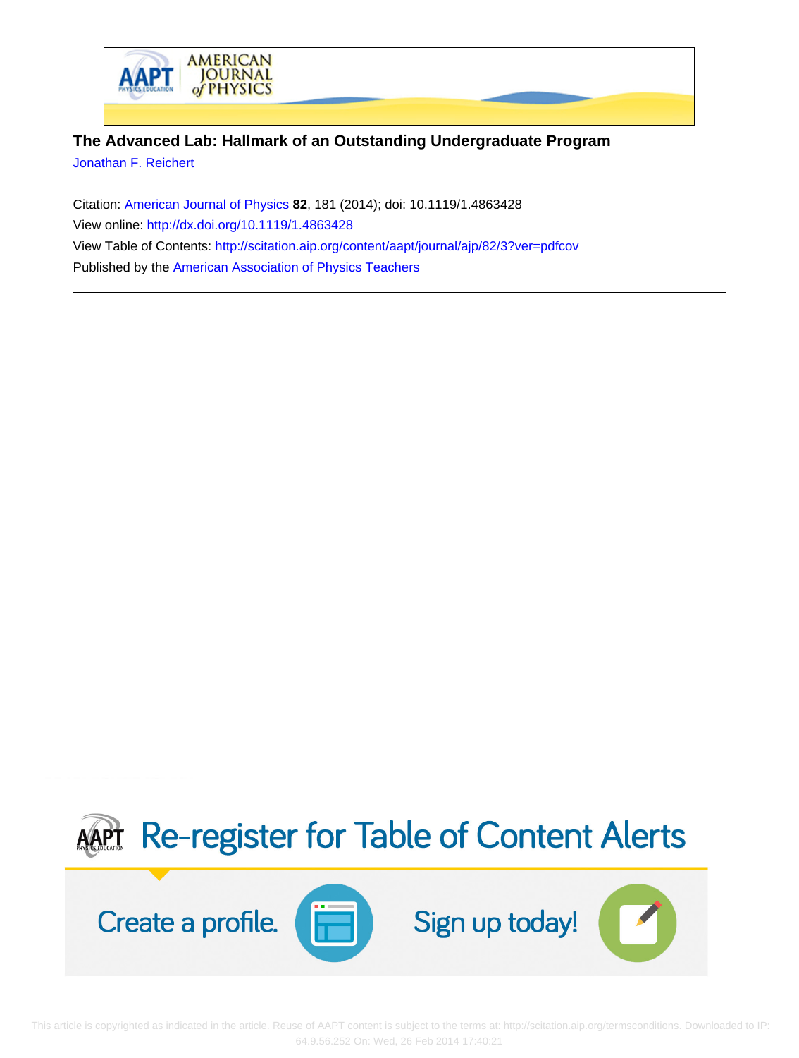**The Advanced Lab: Hallmark of an Outstanding Undergraduate Program**

Jonathan F. Reichert

Citation: American Journal of Physics **82**, 181 (2014); doi: 10.1119/1.4863428

View online: http://dx.doi.org/10.1119/1.4863428

View Table of Contents: http://scitation.aip.org/content/aapt/journal/ajp/82/3?ver=pdfcov

Published by the American Association of Physics Teachers

---

Re-register for Table of Content Alerts

Create a profile. Sign up today!

This article is copyrighted as indicated in the article. Reuse of AAPT content is subject to the terms at: http://scitation.aip.org/termsconditions. Downloaded to IP: 64.9.56.252 On: Wed, 26 Feb 2014 17:40:21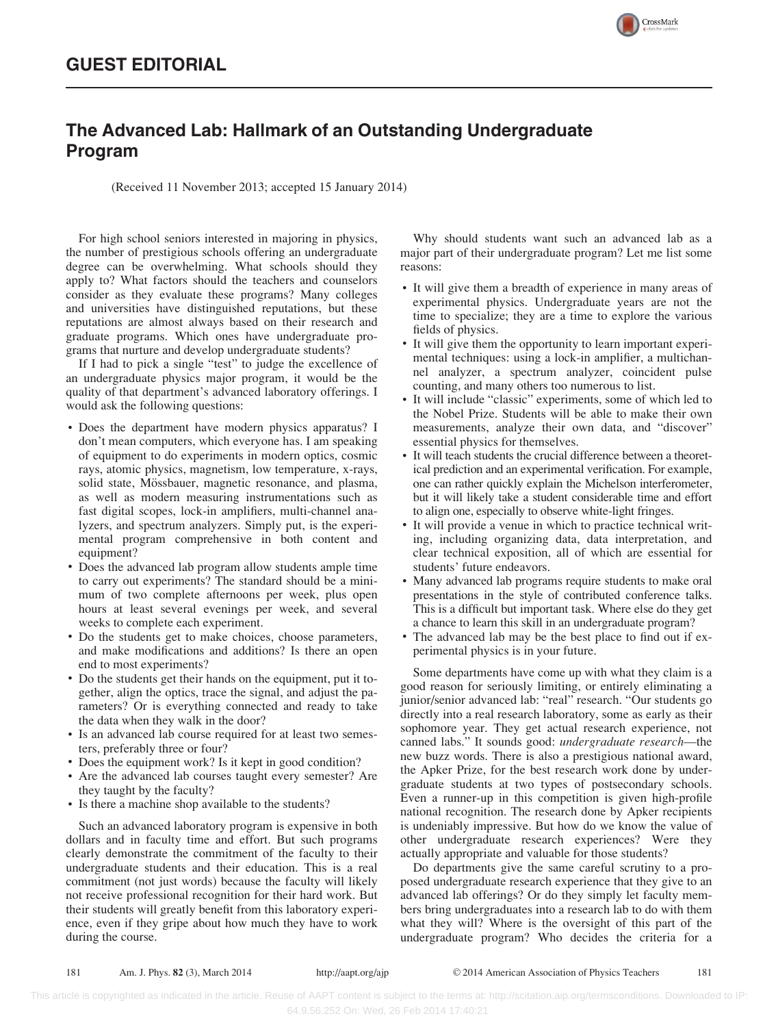# GUEST EDITORIAL

## The Advanced Lab: Hallmark of an Outstanding Undergraduate Program

(Received 11 November 2013; accepted 15 January 2014)

For high school seniors interested in majoring in physics, the number of prestigious schools offering an undergraduate degree can be overwhelming. What schools should they apply to? What factors should the teachers and counselors consider as they evaluate these programs? Many colleges and universities have distinguished reputations, but these reputations are almost always based on their research and graduate programs. Which ones have undergraduate programs that nurture and develop undergraduate students?

If I had to pick a single "test" to judge the excellence of an undergraduate physics major program, it would be the quality of that department's advanced laboratory offerings. I would ask the following questions:

- Does the department have modern physics apparatus? I don't mean computers, which everyone has. I am speaking of equipment to do experiments in modern optics, cosmic rays, atomic physics, magnetism, low temperature, x-rays, solid state, Mössbauer, magnetic resonance, and plasma, as well as modern measuring instrumentations such as fast digital scopes, lock-in amplifiers, multi-channel analyzers, and spectrum analyzers. Simply put, is the experimental program comprehensive in both content and equipment?
- Does the advanced lab program allow students ample time to carry out experiments? The standard should be a minimum of two complete afternoons per week, plus open hours at least several evenings per week, and several weeks to complete each experiment.
- Do the students get to make choices, choose parameters, and make modifications and additions? Is there an open end to most experiments?
- Do the students get their hands on the equipment, put it together, align the optics, trace the signal, and adjust the parameters? Or is everything connected and ready to take the data when they walk in the door?
- Is an advanced lab course required for at least two semesters, preferably three or four?
- Does the equipment work? Is it kept in good condition?
- Are the advanced lab courses taught every semester? Are they taught by the faculty?
- Is there a machine shop available to the students?

Such an advanced laboratory program is expensive in both dollars and in faculty time and effort. But such programs clearly demonstrate the commitment of the faculty to their undergraduate students and their education. This is a real commitment (not just words) because the faculty will likely not receive professional recognition for their hard work. But their students will greatly benefit from this laboratory experience, even if they gripe about how much they have to work during the course.

Why should students want such an advanced lab as a major part of their undergraduate program? Let me list some reasons:

- It will give them a breadth of experience in many areas of experimental physics. Undergraduate years are not the time to specialize; they are a time to explore the various fields of physics.
- It will give them the opportunity to learn important experimental techniques: using a lock-in amplifier, a multichannel analyzer, a spectrum analyzer, coincident pulse counting, and many others too numerous to list.
- It will include "classic" experiments, some of which led to the Nobel Prize. Students will be able to make their own measurements, analyze their own data, and "discover" essential physics for themselves.
- It will teach students the crucial difference between a theoretical prediction and an experimental verification. For example, one can rather quickly explain the Michelson interferometer, but it will likely take a student considerable time and effort to align one, especially to observe white-light fringes.
- It will provide a venue in which to practice technical writing, including organizing data, data interpretation, and clear technical exposition, all of which are essential for students' future endeavors.
- Many advanced lab programs require students to make oral presentations in the style of contributed conference talks. This is a difficult but important task. Where else do they get a chance to learn this skill in an undergraduate program?
- The advanced lab may be the best place to find out if experimental physics is in your future.

Some departments have come up with what they claim is a good reason for seriously limiting, or entirely eliminating a junior/senior advanced lab: "real" research. "Our students go directly into a real research laboratory, some as early as their sophomore year. They get actual research experience, not canned labs." It sounds good: *undergraduate research*—the new buzz words. There is also a prestigious national award, the Apker Prize, for the best research work done by undergraduate students at two types of postsecondary schools. Even a runner-up in this competition is given high-profile national recognition. The research done by Apker recipients is undeniably impressive. But how do we know the value of other undergraduate research experiences? Were they actually appropriate and valuable for those students?

Do departments give the same careful scrutiny to a proposed undergraduate research experience that they give to an advanced lab offerings? Or do they simply let faculty members bring undergraduates into a research lab to do with them what they will? Where is the oversight of this part of the undergraduate program? Who decides the criteria for a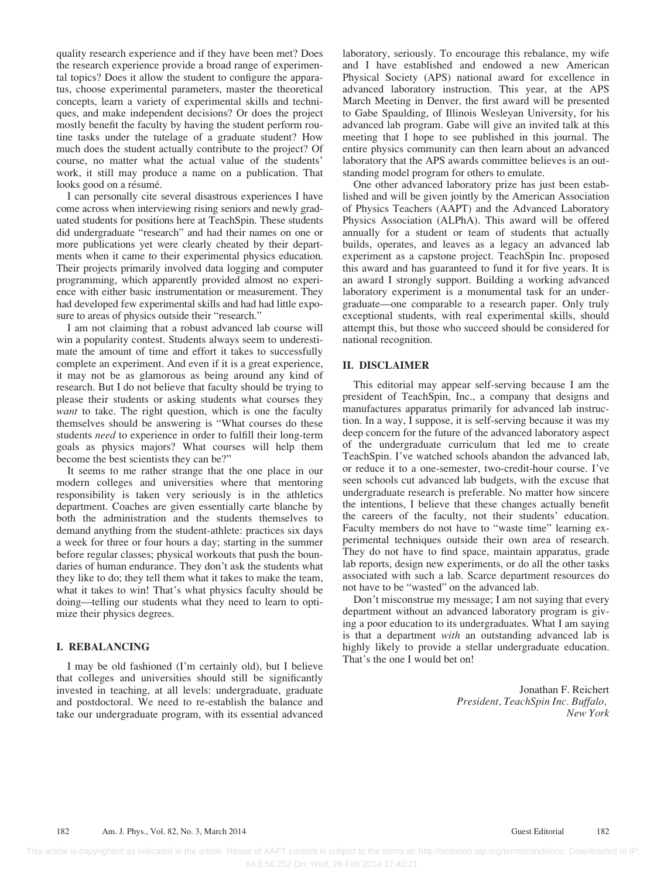quality research experience and if they have been met? Does the research experience provide a broad range of experimental topics? Does it allow the student to configure the apparatus, choose experimental parameters, master the theoretical concepts, learn a variety of experimental skills and techniques, and make independent decisions? Or does the project mostly benefit the faculty by having the student perform routine tasks under the tutelage of a graduate student? How much does the student actually contribute to the project? Of course, no matter what the actual value of the students' work, it still may produce a name on a publication. That looks good on a résumé.

I can personally cite several disastrous experiences I have come across when interviewing rising seniors and newly graduated students for positions here at TeachSpin. These students did undergraduate "research" and had their names on one or more publications yet were clearly cheated by their departments when it came to their experimental physics education. Their projects primarily involved data logging and computer programming, which apparently provided almost no experience with either basic instrumentation or measurement. They had developed few experimental skills and had had little exposure to areas of physics outside their "research."

I am not claiming that a robust advanced lab course will win a popularity contest. Students always seem to underestimate the amount of time and effort it takes to successfully complete an experiment. And even if it is a great experience, it may not be as glamorous as being around any kind of research. But I do not believe that faculty should be trying to please their students or asking students what courses they *want* to take. The right question, which is one the faculty themselves should be answering is "What courses do these students *need* to experience in order to fulfill their long-term goals as physics majors? What courses will help them become the best scientists they can be?"

It seems to me rather strange that the one place in our modern colleges and universities where that mentoring responsibility is taken very seriously is in the athletics department. Coaches are given essentially carte blanche by both the administration and the students themselves to demand anything from the student-athlete: practices six days a week for three or four hours a day; starting in the summer before regular classes; physical workouts that push the boundaries of human endurance. They don't ask the students what they like to do; they tell them what it takes to make the team, what it takes to win! That's what physics faculty should be doing—telling our students what they need to learn to optimize their physics degrees.

## I. REBALANCING

I may be old fashioned (I'm certainly old), but I believe that colleges and universities should still be significantly invested in teaching, at all levels: undergraduate, graduate and postdoctoral. We need to re-establish the balance and take our undergraduate program, with its essential advanced laboratory, seriously. To encourage this rebalance, my wife and I have established and endowed a new American Physical Society (APS) national award for excellence in advanced laboratory instruction. This year, at the APS March Meeting in Denver, the first award will be presented to Gabe Spaulding, of Illinois Wesleyan University, for his advanced lab program. Gabe will give an invited talk at this meeting that I hope to see published in this journal. The entire physics community can then learn about an advanced laboratory that the APS awards committee believes is an outstanding model program for others to emulate.

One other advanced laboratory prize has just been established and will be given jointly by the American Association of Physics Teachers (AAPT) and the Advanced Laboratory Physics Association (ALPhA). This award will be offered annually for a student or team of students that actually builds, operates, and leaves as a legacy an advanced lab experiment as a capstone project. TeachSpin Inc. proposed this award and has guaranteed to fund it for five years. It is an award I strongly support. Building a working advanced laboratory experiment is a monumental task for an undergraduate—one comparable to a research paper. Only truly exceptional students, with real experimental skills, should attempt this, but those who succeed should be considered for national recognition.

## II. DISCLAIMER

This editorial may appear self-serving because I am the president of TeachSpin, Inc., a company that designs and manufactures apparatus primarily for advanced lab instruction. In a way, I suppose, it is self-serving because it was my deep concern for the future of the advanced laboratory aspect of the undergraduate curriculum that led me to create TeachSpin. I've watched schools abandon the advanced lab, or reduce it to a one-semester, two-credit-hour course. I've seen schools cut advanced lab budgets, with the excuse that undergraduate research is preferable. No matter how sincere the intentions, I believe that these changes actually benefit the careers of the faculty, not their students' education. Faculty members do not have to "waste time" learning experimental techniques outside their own area of research. They do not have to find space, maintain apparatus, grade lab reports, design new experiments, or do all the other tasks associated with such a lab. Scarce department resources do not have to be "wasted" on the advanced lab.

Don't misconstrue my message; I am not saying that every department without an advanced laboratory program is giving a poor education to its undergraduates. What I am saying is that a department *with* an outstanding advanced lab is highly likely to provide a stellar undergraduate education. That's the one I would bet on!

Jonathan F. Reichert
*President, TeachSpin Inc. Buffalo, New York*